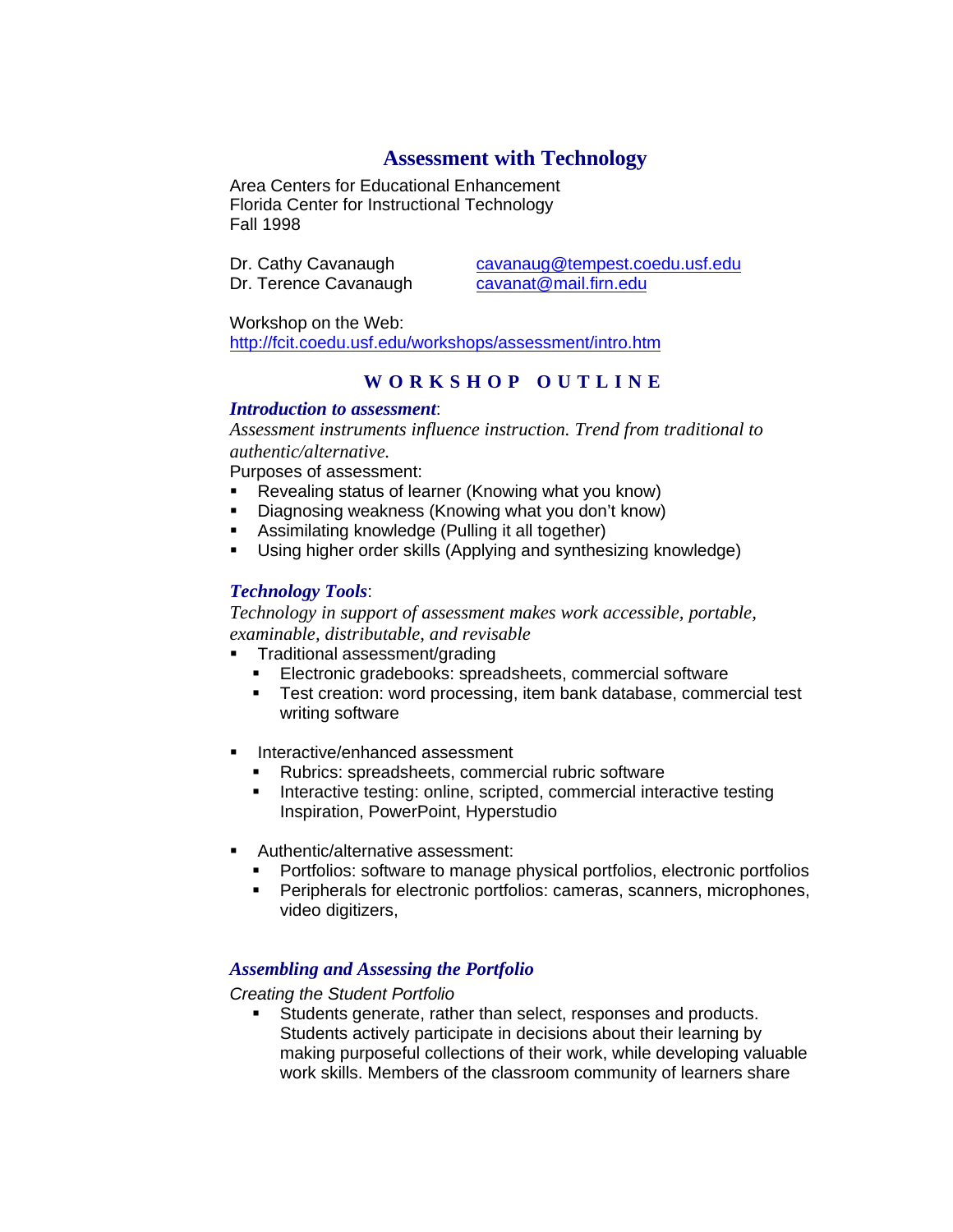# Assessment with Technology

Area Centers for Educational Enhancement
Florida Center for Instructional Technology
Fall 1998

Dr. Cathy Cavanaugh  cavanaug@tempest.coedu.usf.edu
Dr. Terence Cavanaugh  cavanat@mail.firn.edu

Workshop on the Web:
http://fcit.coedu.usf.edu/workshops/assessment/intro.htm

## WORKSHOP OUTLINE

***Introduction to assessment***:
*Assessment instruments influence instruction. Trend from traditional to authentic/alternative.*
Purposes of assessment:

- Revealing status of learner (Knowing what you know)
- Diagnosing weakness (Knowing what you don't know)
- Assimilating knowledge (Pulling it all together)
- Using higher order skills (Applying and synthesizing knowledge)

***Technology Tools***:
*Technology in support of assessment makes work accessible, portable, examinable, distributable, and revisable*

- Traditional assessment/grading
  - Electronic gradebooks: spreadsheets, commercial software
  - Test creation: word processing, item bank database, commercial test writing software

- Interactive/enhanced assessment
  - Rubrics: spreadsheets, commercial rubric software
  - Interactive testing: online, scripted, commercial interactive testing Inspiration, PowerPoint, Hyperstudio

- Authentic/alternative assessment:
  - Portfolios: software to manage physical portfolios, electronic portfolios
  - Peripherals for electronic portfolios: cameras, scanners, microphones, video digitizers,

***Assembling and Assessing the Portfolio***

*Creating the Student Portfolio*

- Students generate, rather than select, responses and products. Students actively participate in decisions about their learning by making purposeful collections of their work, while developing valuable work skills. Members of the classroom community of learners share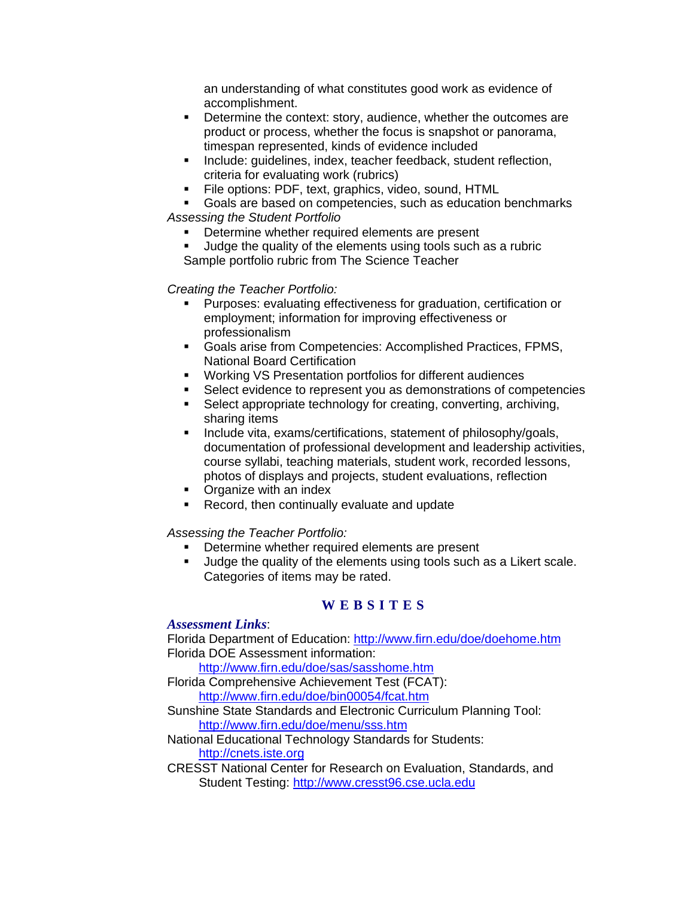an understanding of what constitutes good work as evidence of accomplishment.

- Determine the context: story, audience, whether the outcomes are product or process, whether the focus is snapshot or panorama, timespan represented, kinds of evidence included
- Include: guidelines, index, teacher feedback, student reflection, criteria for evaluating work (rubrics)
- File options: PDF, text, graphics, video, sound, HTML
- Goals are based on competencies, such as education benchmarks

*Assessing the Student Portfolio*

- Determine whether required elements are present
- Judge the quality of the elements using tools such as a rubric

Sample portfolio rubric from The Science Teacher

*Creating the Teacher Portfolio:*

- Purposes: evaluating effectiveness for graduation, certification or employment; information for improving effectiveness or professionalism
- Goals arise from Competencies: Accomplished Practices, FPMS, National Board Certification
- Working VS Presentation portfolios for different audiences
- Select evidence to represent you as demonstrations of competencies
- Select appropriate technology for creating, converting, archiving, sharing items
- Include vita, exams/certifications, statement of philosophy/goals, documentation of professional development and leadership activities, course syllabi, teaching materials, student work, recorded lessons, photos of displays and projects, student evaluations, reflection
- Organize with an index
- Record, then continually evaluate and update

*Assessing the Teacher Portfolio:*

- Determine whether required elements are present
- Judge the quality of the elements using tools such as a Likert scale. Categories of items may be rated.

## WEBSITES

***Assessment Links***:

Florida Department of Education: http://www.firn.edu/doe/doehome.htm

Florida DOE Assessment information: http://www.firn.edu/doe/sas/sasshome.htm

Florida Comprehensive Achievement Test (FCAT): http://www.firn.edu/doe/bin00054/fcat.htm

Sunshine State Standards and Electronic Curriculum Planning Tool: http://www.firn.edu/doe/menu/sss.htm

National Educational Technology Standards for Students: http://cnets.iste.org

CRESST National Center for Research on Evaluation, Standards, and Student Testing: http://www.cresst96.cse.ucla.edu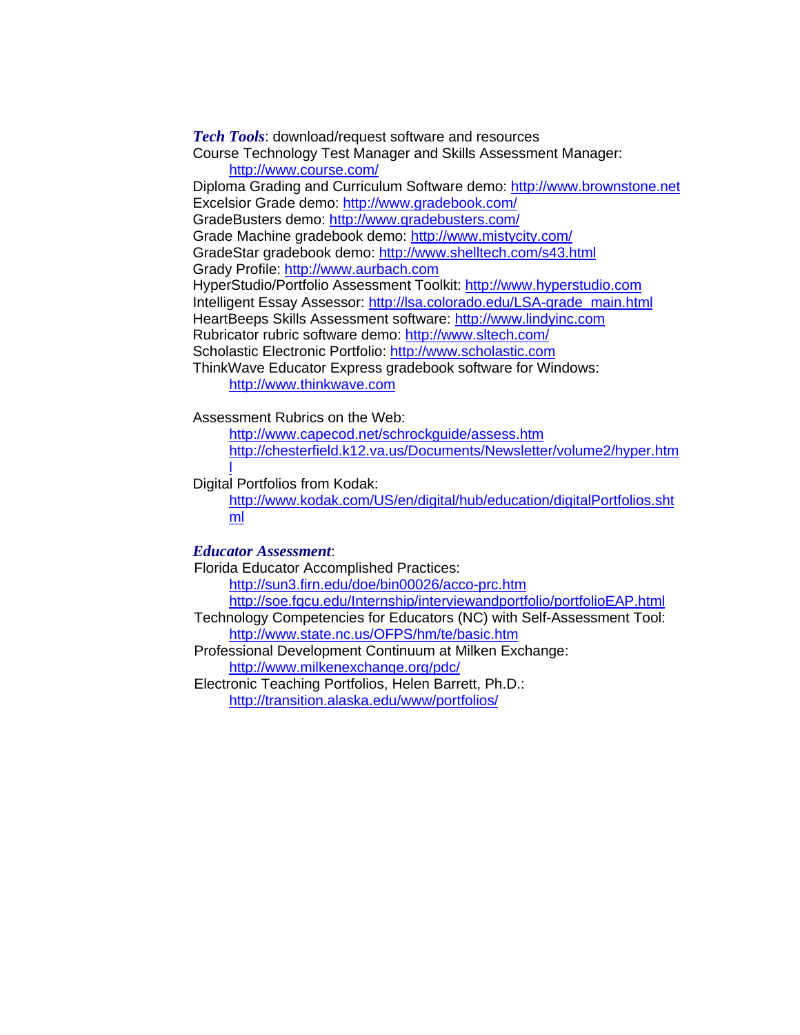***Tech Tools***: download/request software and resources

Course Technology Test Manager and Skills Assessment Manager: http://www.course.com/

Diploma Grading and Curriculum Software demo: http://www.brownstone.net

Excelsior Grade demo: http://www.gradebook.com/

GradeBusters demo: http://www.gradebusters.com/

Grade Machine gradebook demo: http://www.mistycity.com/

GradeStar gradebook demo: http://www.shelltech.com/s43.html

Grady Profile: http://www.aurbach.com

HyperStudio/Portfolio Assessment Toolkit: http://www.hyperstudio.com

Intelligent Essay Assessor: http://lsa.colorado.edu/LSA-grade_main.html

HeartBeeps Skills Assessment software: http://www.lindyinc.com

Rubricator rubric software demo: http://www.sltech.com/

Scholastic Electronic Portfolio: http://www.scholastic.com

ThinkWave Educator Express gradebook software for Windows: http://www.thinkwave.com

Assessment Rubrics on the Web:
- http://www.capecod.net/schrockguide/assess.htm
- http://chesterfield.k12.va.us/Documents/Newsletter/volume2/hyper.html

Digital Portfolios from Kodak:
- http://www.kodak.com/US/en/digital/hub/education/digitalPortfolios.shtml

***Educator Assessment***:

Florida Educator Accomplished Practices:
- http://sun3.firn.edu/doe/bin00026/acco-prc.htm
- http://soe.fgcu.edu/Internship/interviewandportfolio/portfolioEAP.html

Technology Competencies for Educators (NC) with Self-Assessment Tool:
- http://www.state.nc.us/OFPS/hm/te/basic.htm

Professional Development Continuum at Milken Exchange:
- http://www.milkenexchange.org/pdc/

Electronic Teaching Portfolios, Helen Barrett, Ph.D.:
- http://transition.alaska.edu/www/portfolios/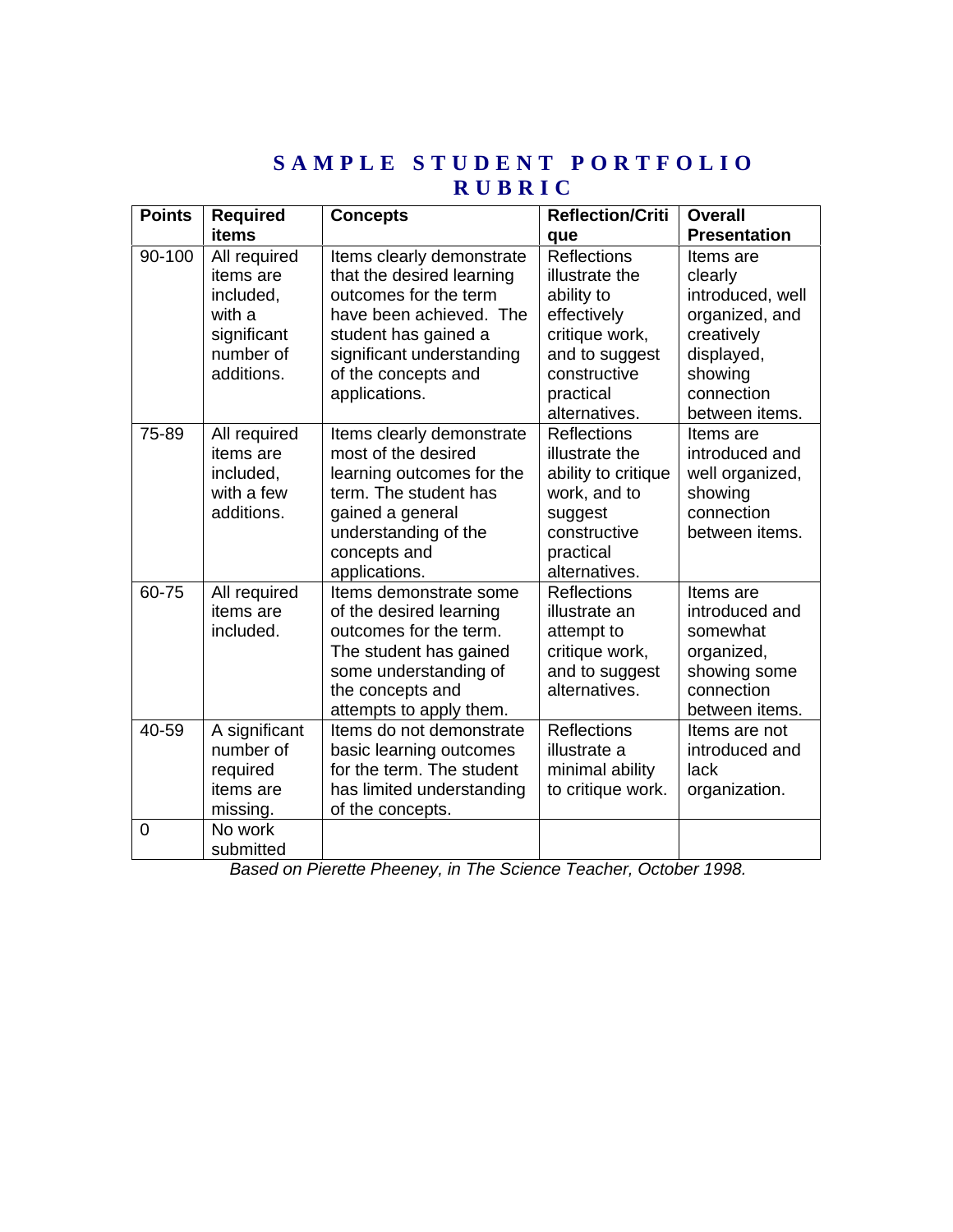# SAMPLE STUDENT PORTFOLIO RUBRIC

| Points | Required items | Concepts | Reflection/Critique | Overall Presentation |
|---|---|---|---|---|
| 90-100 | All required items are included, with a significant number of additions. | Items clearly demonstrate that the desired learning outcomes for the term have been achieved. The student has gained a significant understanding of the concepts and applications. | Reflections illustrate the ability to effectively critique work, and to suggest constructive practical alternatives. | Items are clearly introduced, well organized, and creatively displayed, showing connection between items. |
| 75-89 | All required items are included, with a few additions. | Items clearly demonstrate most of the desired learning outcomes for the term. The student has gained a general understanding of the concepts and applications. | Reflections illustrate the ability to critique work, and to suggest constructive practical alternatives. | Items are introduced and well organized, showing connection between items. |
| 60-75 | All required items are included. | Items demonstrate some of the desired learning outcomes for the term. The student has gained some understanding of the concepts and attempts to apply them. | Reflections illustrate an attempt to critique work, and to suggest alternatives. | Items are introduced and somewhat organized, showing some connection between items. |
| 40-59 | A significant number of required items are missing. | Items do not demonstrate basic learning outcomes for the term. The student has limited understanding of the concepts. | Reflections illustrate a minimal ability to critique work. | Items are not introduced and lack organization. |
| 0 | No work submitted | | | |

*Based on Pierette Pheeney, in The Science Teacher, October 1998.*